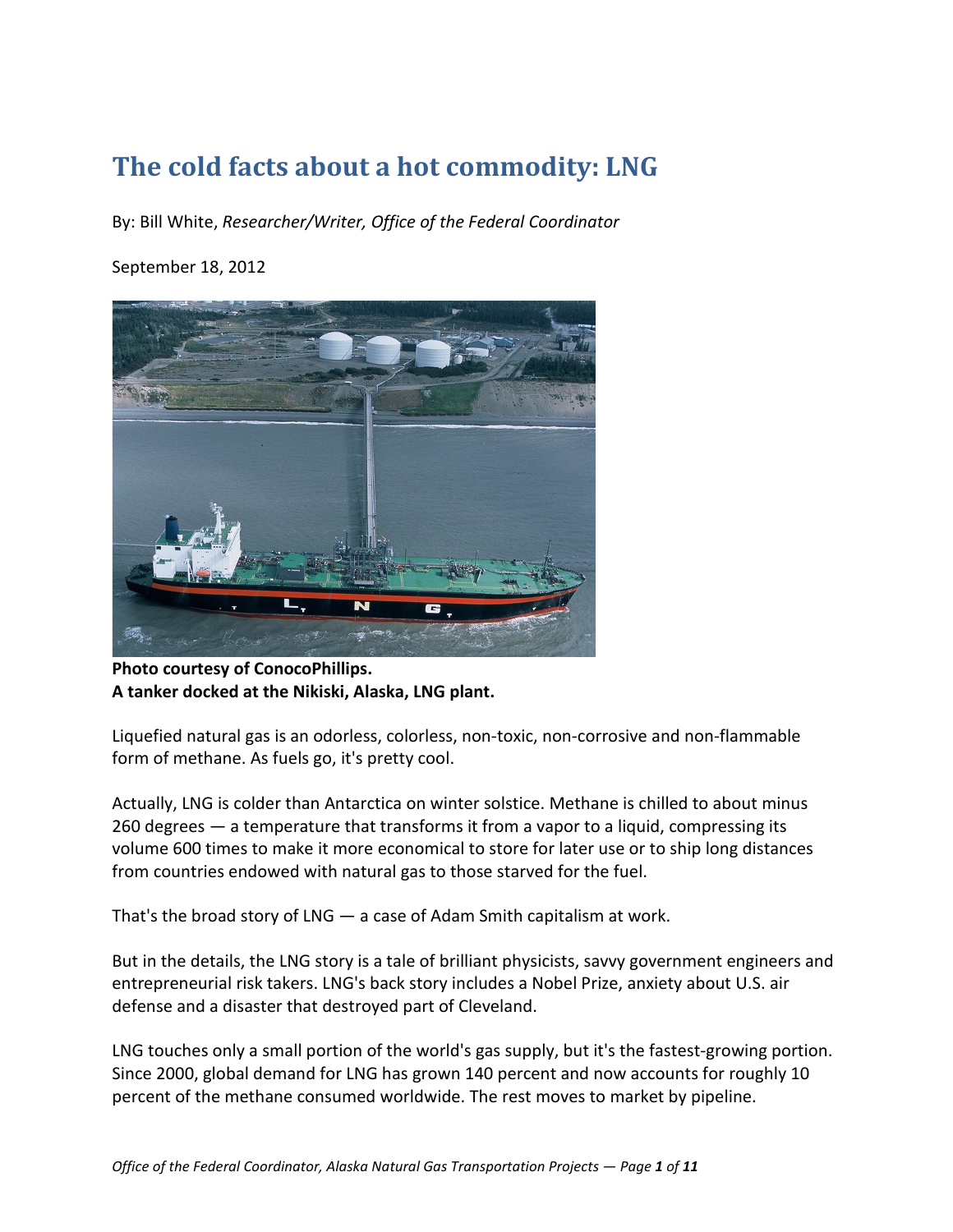# The cold facts about a hot commodity: LNG

By: Bill White, *Researcher/Writer, Office of the Federal Coordinator*

September 18, 2012

**Photo courtesy of ConocoPhillips.**
**A tanker docked at the Nikiski, Alaska, LNG plant.**

Liquefied natural gas is an odorless, colorless, non-toxic, non-corrosive and non-flammable form of methane. As fuels go, it's pretty cool.

Actually, LNG is colder than Antarctica on winter solstice. Methane is chilled to about minus 260 degrees — a temperature that transforms it from a vapor to a liquid, compressing its volume 600 times to make it more economical to store for later use or to ship long distances from countries endowed with natural gas to those starved for the fuel.

That's the broad story of LNG — a case of Adam Smith capitalism at work.

But in the details, the LNG story is a tale of brilliant physicists, savvy government engineers and entrepreneurial risk takers. LNG's back story includes a Nobel Prize, anxiety about U.S. air defense and a disaster that destroyed part of Cleveland.

LNG touches only a small portion of the world's gas supply, but it's the fastest-growing portion. Since 2000, global demand for LNG has grown 140 percent and now accounts for roughly 10 percent of the methane consumed worldwide. The rest moves to market by pipeline.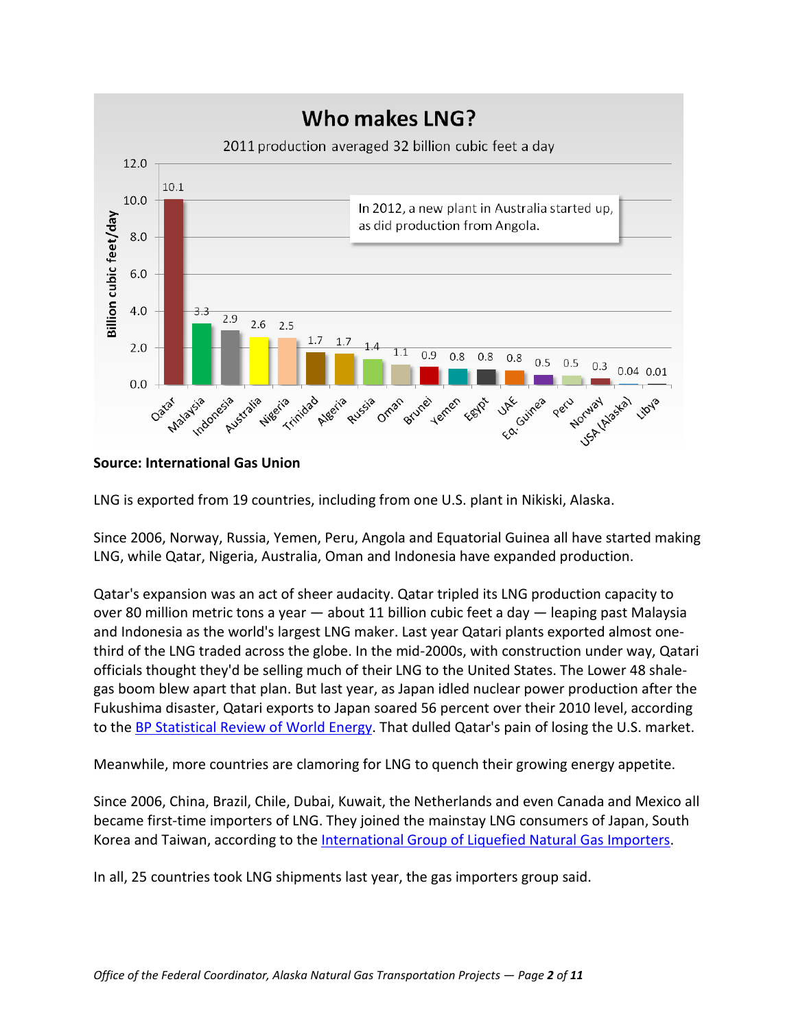## Who makes LNG?

2011 production averaged 32 billion cubic feet a day

In 2012, a new plant in Australia started up, as did production from Angola.

| Country | Billion cubic feet/day |
| --- | --- |
| Qatar | 10.1 |
| Malaysia | 3.3 |
| Indonesia | 2.9 |
| Australia | 2.6 |
| Nigeria | 2.5 |
| Trinidad | 1.7 |
| Algeria | 1.7 |
| Russia | 1.4 |
| Oman | 1.1 |
| Brunei | 0.9 |
| Yemen | 0.8 |
| Egypt | 0.8 |
| UAE | 0.8 |
| Eq. Guinea | 0.5 |
| Peru | 0.5 |
| Norway | 0.3 |
| USA (Alaska) | 0.04 |
| Libya | 0.01 |

**Source: International Gas Union**

LNG is exported from 19 countries, including from one U.S. plant in Nikiski, Alaska.

Since 2006, Norway, Russia, Yemen, Peru, Angola and Equatorial Guinea all have started making LNG, while Qatar, Nigeria, Australia, Oman and Indonesia have expanded production.

Qatar's expansion was an act of sheer audacity. Qatar tripled its LNG production capacity to over 80 million metric tons a year — about 11 billion cubic feet a day — leaping past Malaysia and Indonesia as the world's largest LNG maker. Last year Qatari plants exported almost one-third of the LNG traded across the globe. In the mid-2000s, with construction under way, Qatari officials thought they'd be selling much of their LNG to the United States. The Lower 48 shale-gas boom blew apart that plan. But last year, as Japan idled nuclear power production after the Fukushima disaster, Qatari exports to Japan soared 56 percent over their 2010 level, according to the BP Statistical Review of World Energy. That dulled Qatar's pain of losing the U.S. market.

Meanwhile, more countries are clamoring for LNG to quench their growing energy appetite.

Since 2006, China, Brazil, Chile, Dubai, Kuwait, the Netherlands and even Canada and Mexico all became first-time importers of LNG. They joined the mainstay LNG consumers of Japan, South Korea and Taiwan, according to the International Group of Liquefied Natural Gas Importers.

In all, 25 countries took LNG shipments last year, the gas importers group said.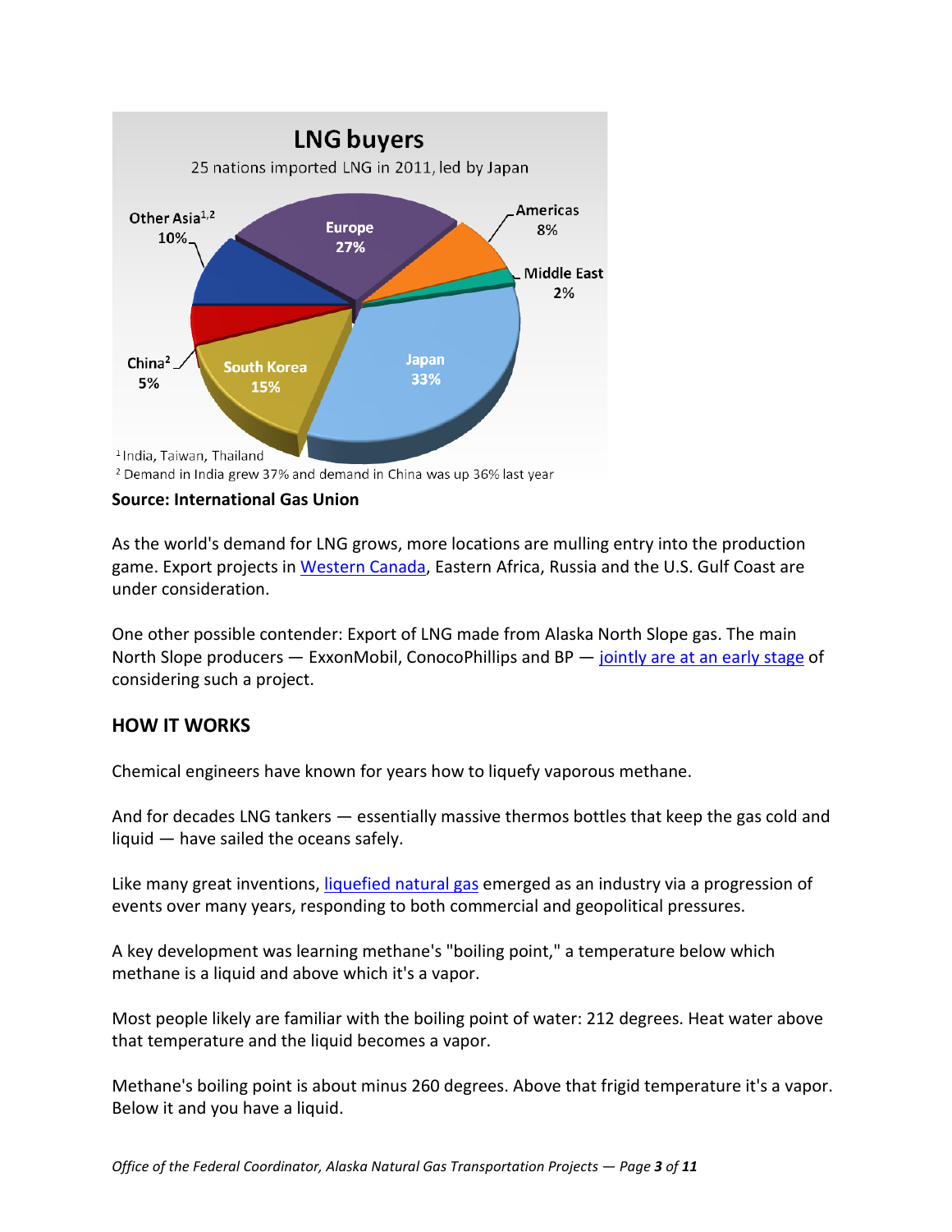## LNG buyers

25 nations imported LNG in 2011, led by Japan

| Buyer | Share |
|---|---|
| Japan | 33% |
| Europe | 27% |
| South Korea | 15% |
| Other Asia[1,2] | 10% |
| Americas | 8% |
| China[2] | 5% |
| Middle East | 2% |

[1] India, Taiwan, Thailand

[2] Demand in India grew 37% and demand in China was up 36% last year

**Source: International Gas Union**

As the world's demand for LNG grows, more locations are mulling entry into the production game. Export projects in Western Canada, Eastern Africa, Russia and the U.S. Gulf Coast are under consideration.

One other possible contender: Export of LNG made from Alaska North Slope gas. The main North Slope producers — ExxonMobil, ConocoPhillips and BP — jointly are at an early stage of considering such a project.

### HOW IT WORKS

Chemical engineers have known for years how to liquefy vaporous methane.

And for decades LNG tankers — essentially massive thermos bottles that keep the gas cold and liquid — have sailed the oceans safely.

Like many great inventions, liquefied natural gas emerged as an industry via a progression of events over many years, responding to both commercial and geopolitical pressures.

A key development was learning methane's "boiling point," a temperature below which methane is a liquid and above which it's a vapor.

Most people likely are familiar with the boiling point of water: 212 degrees. Heat water above that temperature and the liquid becomes a vapor.

Methane's boiling point is about minus 260 degrees. Above that frigid temperature it's a vapor. Below it and you have a liquid.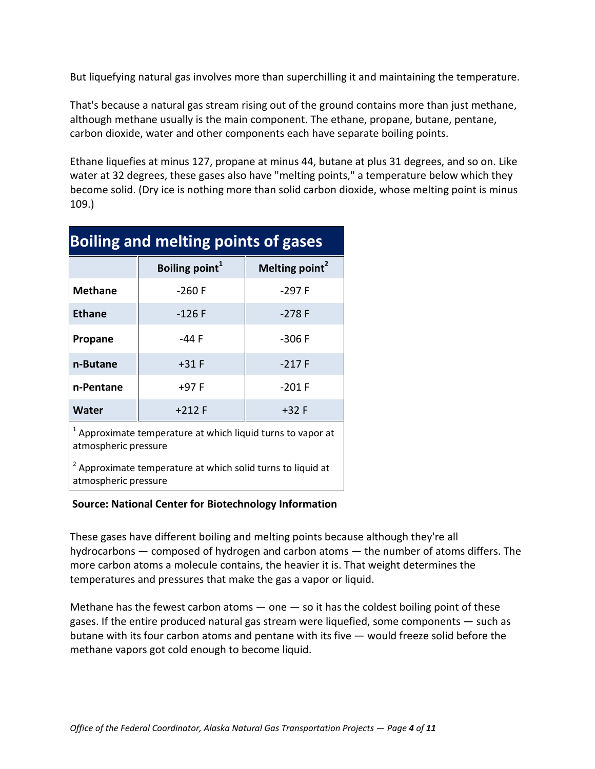But liquefying natural gas involves more than superchilling it and maintaining the temperature.

That's because a natural gas stream rising out of the ground contains more than just methane, although methane usually is the main component. The ethane, propane, butane, pentane, carbon dioxide, water and other components each have separate boiling points.

Ethane liquefies at minus 127, propane at minus 44, butane at plus 31 degrees, and so on. Like water at 32 degrees, these gases also have "melting points," a temperature below which they become solid. (Dry ice is nothing more than solid carbon dioxide, whose melting point is minus 109.)

**Boiling and melting points of gases**

| | Boiling point[1] | Melting point[2] |
|---|---|---|
| **Methane** | -260 F | -297 F |
| **Ethane** | -126 F | -278 F |
| **Propane** | -44 F | -306 F |
| **n-Butane** | +31 F | -217 F |
| **n-Pentane** | +97 F | -201 F |
| **Water** | +212 F | +32 F |

[1] Approximate temperature at which liquid turns to vapor at atmospheric pressure

[2] Approximate temperature at which solid turns to liquid at atmospheric pressure

**Source: National Center for Biotechnology Information**

These gases have different boiling and melting points because although they're all hydrocarbons — composed of hydrogen and carbon atoms — the number of atoms differs. The more carbon atoms a molecule contains, the heavier it is. That weight determines the temperatures and pressures that make the gas a vapor or liquid.

Methane has the fewest carbon atoms — one — so it has the coldest boiling point of these gases. If the entire produced natural gas stream were liquefied, some components — such as butane with its four carbon atoms and pentane with its five — would freeze solid before the methane vapors got cold enough to become liquid.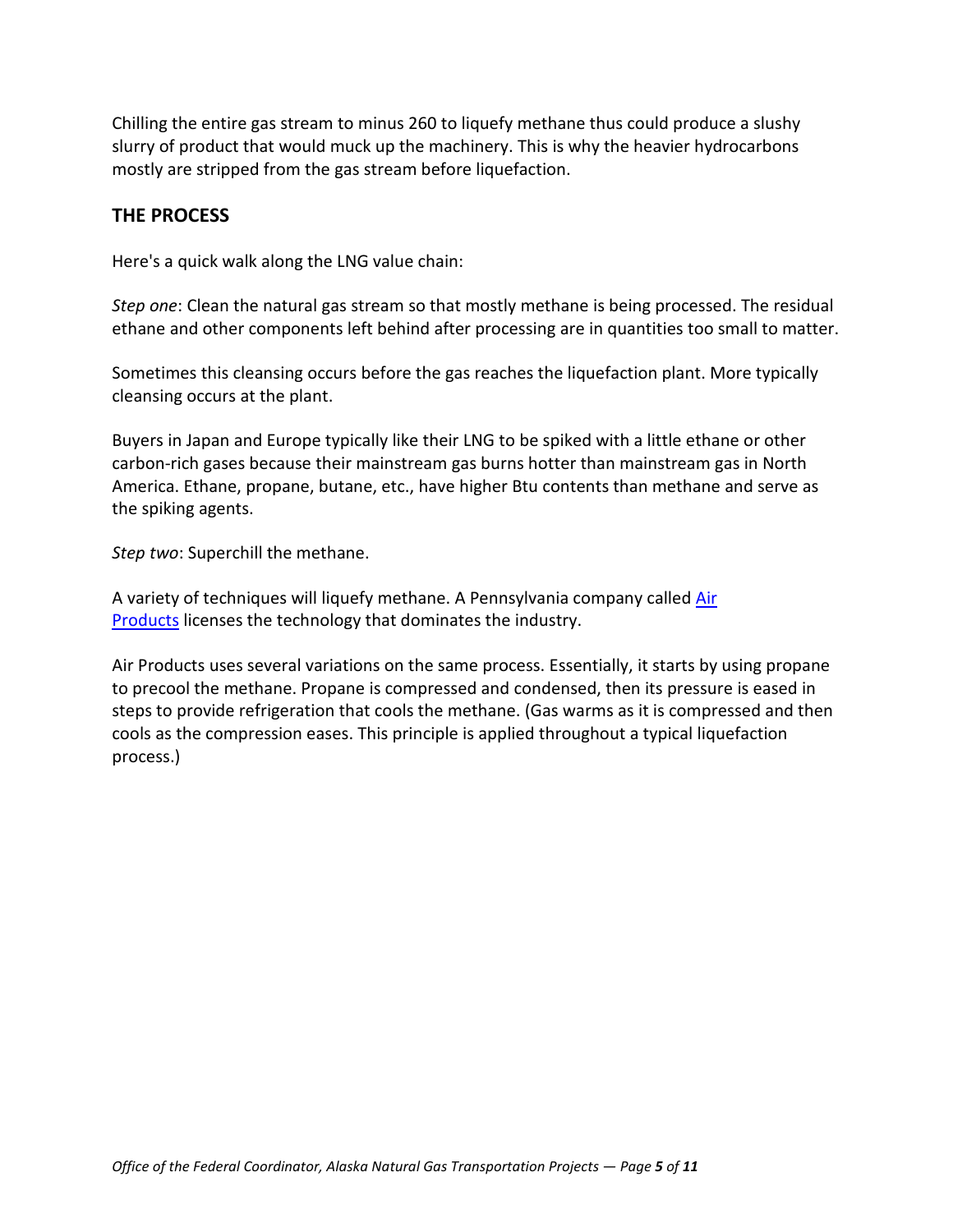Chilling the entire gas stream to minus 260 to liquefy methane thus could produce a slushy slurry of product that would muck up the machinery. This is why the heavier hydrocarbons mostly are stripped from the gas stream before liquefaction.

## THE PROCESS

Here's a quick walk along the LNG value chain:

*Step one*: Clean the natural gas stream so that mostly methane is being processed. The residual ethane and other components left behind after processing are in quantities too small to matter.

Sometimes this cleansing occurs before the gas reaches the liquefaction plant. More typically cleansing occurs at the plant.

Buyers in Japan and Europe typically like their LNG to be spiked with a little ethane or other carbon-rich gases because their mainstream gas burns hotter than mainstream gas in North America. Ethane, propane, butane, etc., have higher Btu contents than methane and serve as the spiking agents.

*Step two*: Superchill the methane.

A variety of techniques will liquefy methane. A Pennsylvania company called Air Products licenses the technology that dominates the industry.

Air Products uses several variations on the same process. Essentially, it starts by using propane to precool the methane. Propane is compressed and condensed, then its pressure is eased in steps to provide refrigeration that cools the methane. (Gas warms as it is compressed and then cools as the compression eases. This principle is applied throughout a typical liquefaction process.)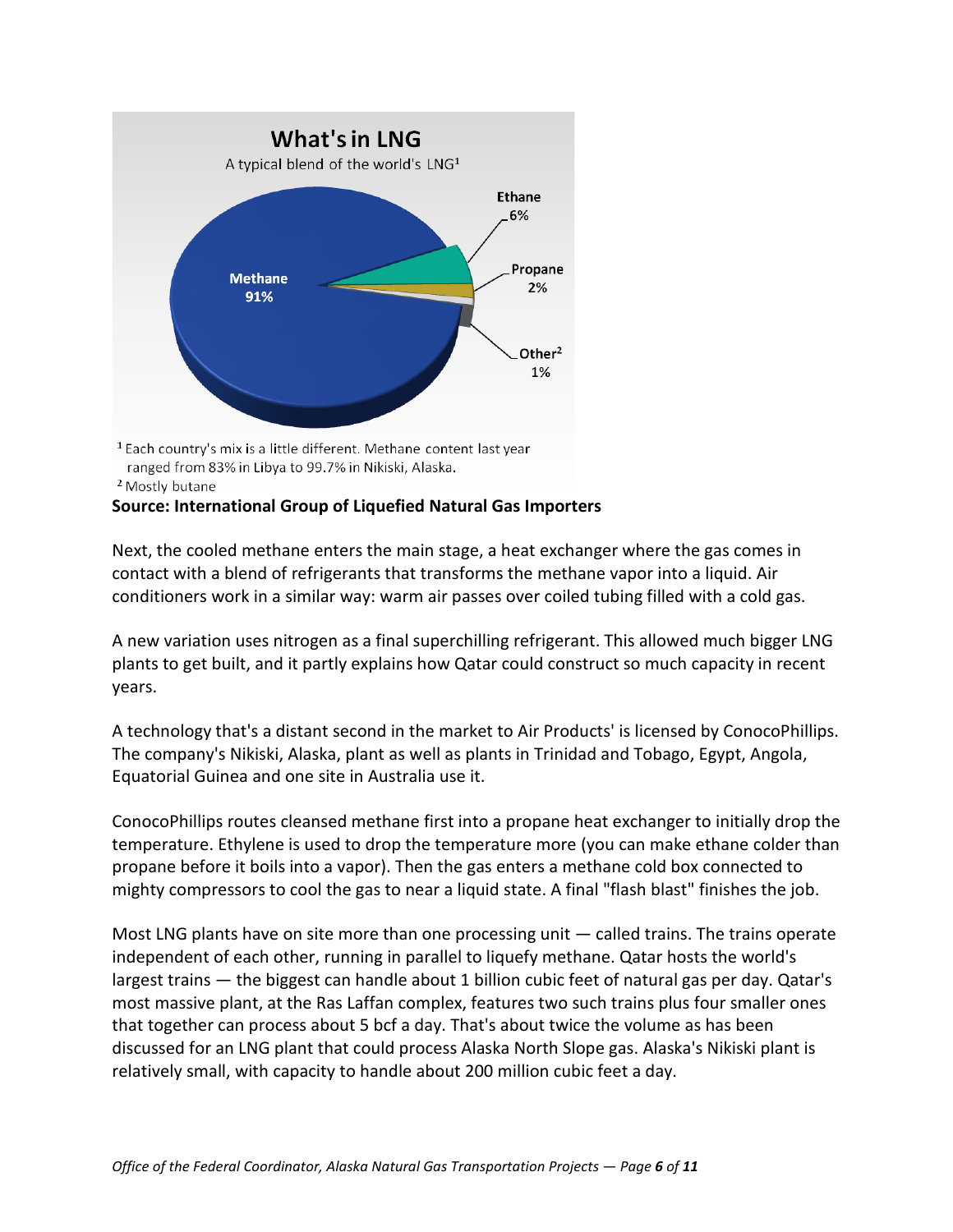## What's in LNG

A typical blend of the world's LNG[1]

- Methane 91%
- Ethane 6%
- Propane 2%
- Other[2] 1%

[1] Each country's mix is a little different. Methane content last year ranged from 83% in Libya to 99.7% in Nikiski, Alaska.

[2] Mostly butane

**Source: International Group of Liquefied Natural Gas Importers**

Next, the cooled methane enters the main stage, a heat exchanger where the gas comes in contact with a blend of refrigerants that transforms the methane vapor into a liquid. Air conditioners work in a similar way: warm air passes over coiled tubing filled with a cold gas.

A new variation uses nitrogen as a final superchilling refrigerant. This allowed much bigger LNG plants to get built, and it partly explains how Qatar could construct so much capacity in recent years.

A technology that's a distant second in the market to Air Products' is licensed by ConocoPhillips. The company's Nikiski, Alaska, plant as well as plants in Trinidad and Tobago, Egypt, Angola, Equatorial Guinea and one site in Australia use it.

ConocoPhillips routes cleansed methane first into a propane heat exchanger to initially drop the temperature. Ethylene is used to drop the temperature more (you can make ethane colder than propane before it boils into a vapor). Then the gas enters a methane cold box connected to mighty compressors to cool the gas to near a liquid state. A final "flash blast" finishes the job.

Most LNG plants have on site more than one processing unit — called trains. The trains operate independent of each other, running in parallel to liquefy methane. Qatar hosts the world's largest trains — the biggest can handle about 1 billion cubic feet of natural gas per day. Qatar's most massive plant, at the Ras Laffan complex, features two such trains plus four smaller ones that together can process about 5 bcf a day. That's about twice the volume as has been discussed for an LNG plant that could process Alaska North Slope gas. Alaska's Nikiski plant is relatively small, with capacity to handle about 200 million cubic feet a day.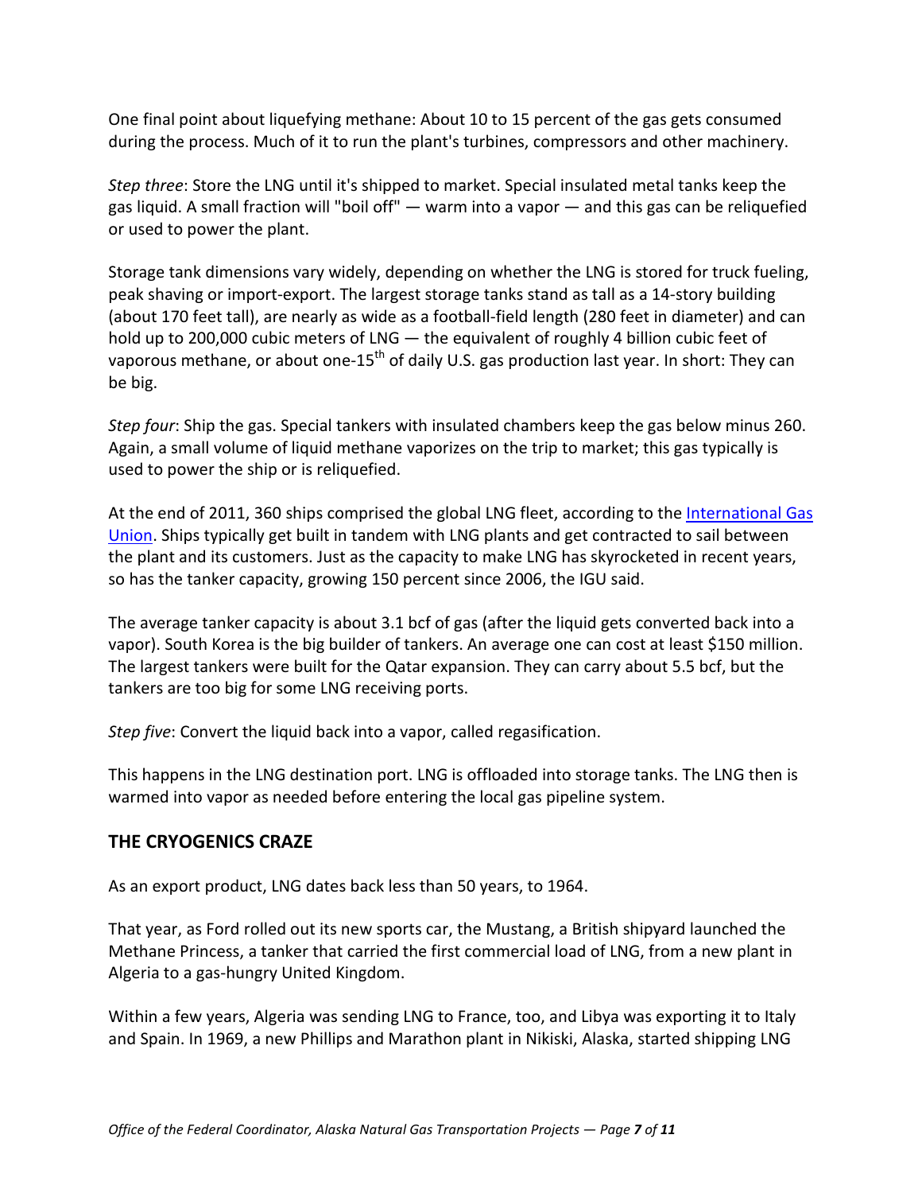One final point about liquefying methane: About 10 to 15 percent of the gas gets consumed during the process. Much of it to run the plant's turbines, compressors and other machinery.

*Step three*: Store the LNG until it's shipped to market. Special insulated metal tanks keep the gas liquid. A small fraction will "boil off" — warm into a vapor — and this gas can be reliquefied or used to power the plant.

Storage tank dimensions vary widely, depending on whether the LNG is stored for truck fueling, peak shaving or import-export. The largest storage tanks stand as tall as a 14-story building (about 170 feet tall), are nearly as wide as a football-field length (280 feet in diameter) and can hold up to 200,000 cubic meters of LNG — the equivalent of roughly 4 billion cubic feet of vaporous methane, or about one-15th of daily U.S. gas production last year. In short: They can be big.

*Step four*: Ship the gas. Special tankers with insulated chambers keep the gas below minus 260. Again, a small volume of liquid methane vaporizes on the trip to market; this gas typically is used to power the ship or is reliquefied.

At the end of 2011, 360 ships comprised the global LNG fleet, according to the International Gas Union. Ships typically get built in tandem with LNG plants and get contracted to sail between the plant and its customers. Just as the capacity to make LNG has skyrocketed in recent years, so has the tanker capacity, growing 150 percent since 2006, the IGU said.

The average tanker capacity is about 3.1 bcf of gas (after the liquid gets converted back into a vapor). South Korea is the big builder of tankers. An average one can cost at least $150 million. The largest tankers were built for the Qatar expansion. They can carry about 5.5 bcf, but the tankers are too big for some LNG receiving ports.

*Step five*: Convert the liquid back into a vapor, called regasification.

This happens in the LNG destination port. LNG is offloaded into storage tanks. The LNG then is warmed into vapor as needed before entering the local gas pipeline system.

## THE CRYOGENICS CRAZE

As an export product, LNG dates back less than 50 years, to 1964.

That year, as Ford rolled out its new sports car, the Mustang, a British shipyard launched the Methane Princess, a tanker that carried the first commercial load of LNG, from a new plant in Algeria to a gas-hungry United Kingdom.

Within a few years, Algeria was sending LNG to France, too, and Libya was exporting it to Italy and Spain. In 1969, a new Phillips and Marathon plant in Nikiski, Alaska, started shipping LNG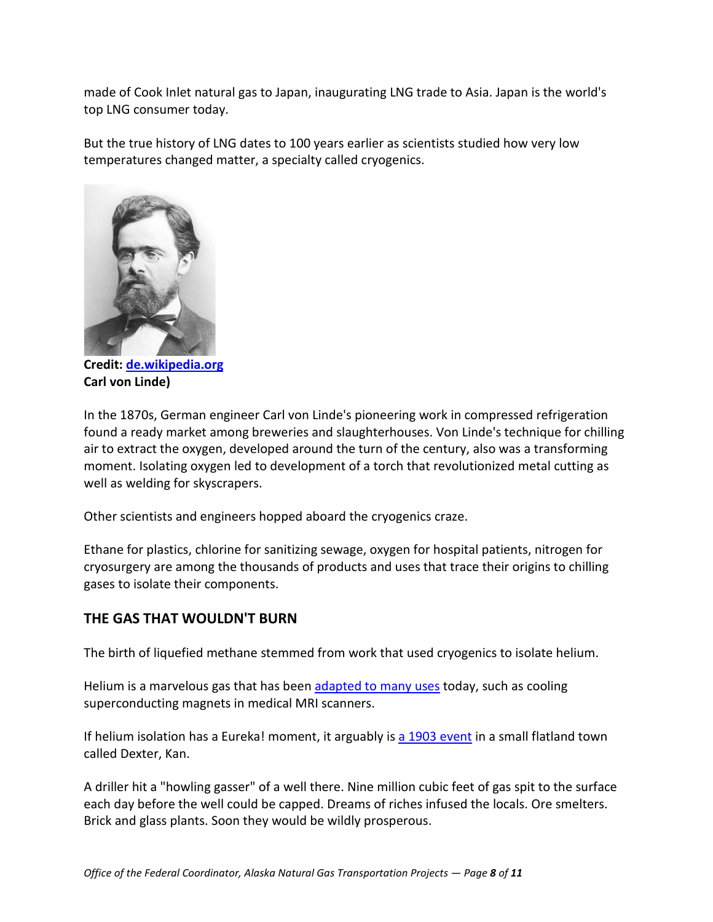made of Cook Inlet natural gas to Japan, inaugurating LNG trade to Asia. Japan is the world's top LNG consumer today.

But the true history of LNG dates to 100 years earlier as scientists studied how very low temperatures changed matter, a specialty called cryogenics.

**Credit: de.wikipedia.org**
**Carl von Linde)**

In the 1870s, German engineer Carl von Linde's pioneering work in compressed refrigeration found a ready market among breweries and slaughterhouses. Von Linde's technique for chilling air to extract the oxygen, developed around the turn of the century, also was a transforming moment. Isolating oxygen led to development of a torch that revolutionized metal cutting as well as welding for skyscrapers.

Other scientists and engineers hopped aboard the cryogenics craze.

Ethane for plastics, chlorine for sanitizing sewage, oxygen for hospital patients, nitrogen for cryosurgery are among the thousands of products and uses that trace their origins to chilling gases to isolate their components.

## THE GAS THAT WOULDN'T BURN

The birth of liquefied methane stemmed from work that used cryogenics to isolate helium.

Helium is a marvelous gas that has been adapted to many uses today, such as cooling superconducting magnets in medical MRI scanners.

If helium isolation has a Eureka! moment, it arguably is a 1903 event in a small flatland town called Dexter, Kan.

A driller hit a "howling gasser" of a well there. Nine million cubic feet of gas spit to the surface each day before the well could be capped. Dreams of riches infused the locals. Ore smelters. Brick and glass plants. Soon they would be wildly prosperous.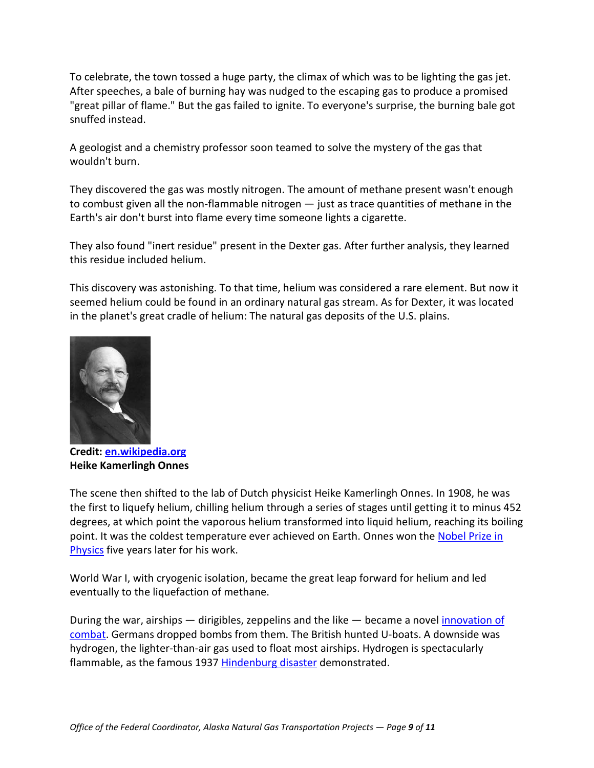To celebrate, the town tossed a huge party, the climax of which was to be lighting the gas jet. After speeches, a bale of burning hay was nudged to the escaping gas to produce a promised "great pillar of flame." But the gas failed to ignite. To everyone's surprise, the burning bale got snuffed instead.

A geologist and a chemistry professor soon teamed to solve the mystery of the gas that wouldn't burn.

They discovered the gas was mostly nitrogen. The amount of methane present wasn't enough to combust given all the non-flammable nitrogen — just as trace quantities of methane in the Earth's air don't burst into flame every time someone lights a cigarette.

They also found "inert residue" present in the Dexter gas. After further analysis, they learned this residue included helium.

This discovery was astonishing. To that time, helium was considered a rare element. But now it seemed helium could be found in an ordinary natural gas stream. As for Dexter, it was located in the planet's great cradle of helium: The natural gas deposits of the U.S. plains.

**Credit: en.wikipedia.org**
**Heike Kamerlingh Onnes**

The scene then shifted to the lab of Dutch physicist Heike Kamerlingh Onnes. In 1908, he was the first to liquefy helium, chilling helium through a series of stages until getting it to minus 452 degrees, at which point the vaporous helium transformed into liquid helium, reaching its boiling point. It was the coldest temperature ever achieved on Earth. Onnes won the Nobel Prize in Physics five years later for his work.

World War I, with cryogenic isolation, became the great leap forward for helium and led eventually to the liquefaction of methane.

During the war, airships — dirigibles, zeppelins and the like — became a novel innovation of combat. Germans dropped bombs from them. The British hunted U-boats. A downside was hydrogen, the lighter-than-air gas used to float most airships. Hydrogen is spectacularly flammable, as the famous 1937 Hindenburg disaster demonstrated.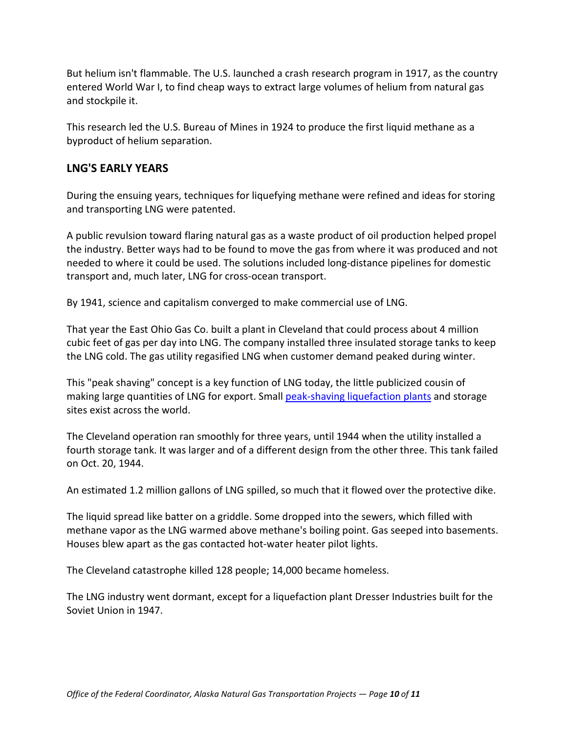But helium isn't flammable. The U.S. launched a crash research program in 1917, as the country entered World War I, to find cheap ways to extract large volumes of helium from natural gas and stockpile it.

This research led the U.S. Bureau of Mines in 1924 to produce the first liquid methane as a byproduct of helium separation.

## LNG'S EARLY YEARS

During the ensuing years, techniques for liquefying methane were refined and ideas for storing and transporting LNG were patented.

A public revulsion toward flaring natural gas as a waste product of oil production helped propel the industry. Better ways had to be found to move the gas from where it was produced and not needed to where it could be used. The solutions included long-distance pipelines for domestic transport and, much later, LNG for cross-ocean transport.

By 1941, science and capitalism converged to make commercial use of LNG.

That year the East Ohio Gas Co. built a plant in Cleveland that could process about 4 million cubic feet of gas per day into LNG. The company installed three insulated storage tanks to keep the LNG cold. The gas utility regasified LNG when customer demand peaked during winter.

This "peak shaving" concept is a key function of LNG today, the little publicized cousin of making large quantities of LNG for export. Small peak-shaving liquefaction plants and storage sites exist across the world.

The Cleveland operation ran smoothly for three years, until 1944 when the utility installed a fourth storage tank. It was larger and of a different design from the other three. This tank failed on Oct. 20, 1944.

An estimated 1.2 million gallons of LNG spilled, so much that it flowed over the protective dike.

The liquid spread like batter on a griddle. Some dropped into the sewers, which filled with methane vapor as the LNG warmed above methane's boiling point. Gas seeped into basements. Houses blew apart as the gas contacted hot-water heater pilot lights.

The Cleveland catastrophe killed 128 people; 14,000 became homeless.

The LNG industry went dormant, except for a liquefaction plant Dresser Industries built for the Soviet Union in 1947.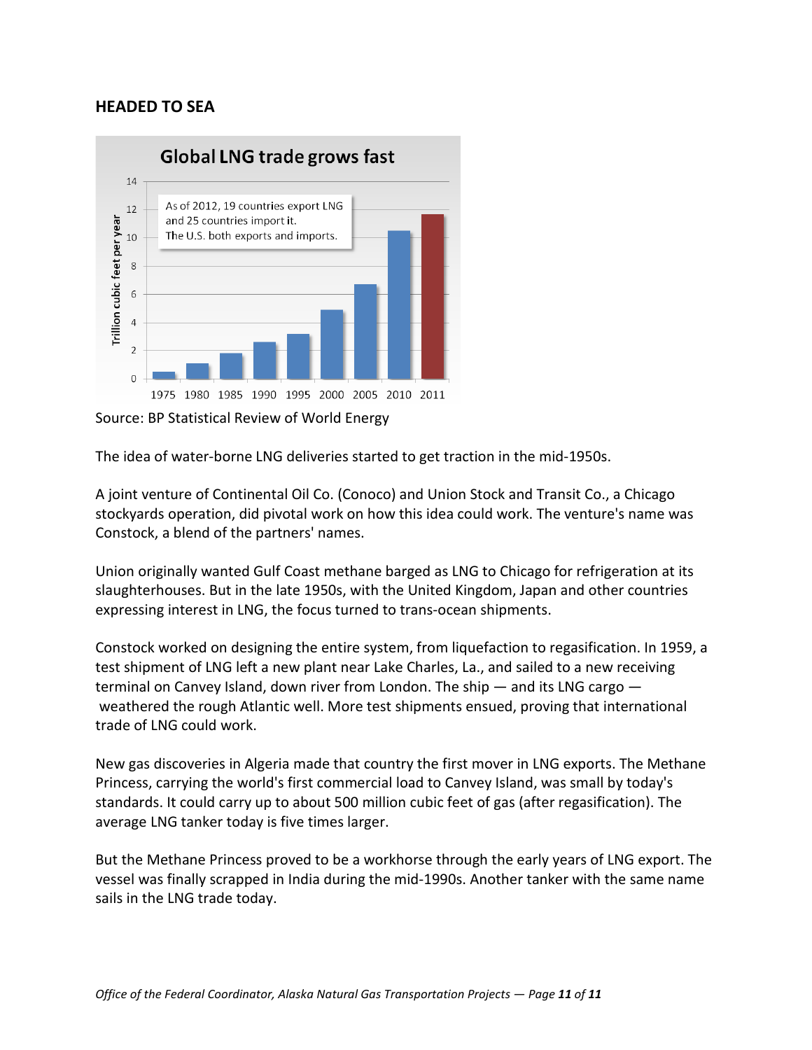## HEADED TO SEA

Global LNG trade grows fast

Trillion cubic feet per year

14
12
10
8
6
4
2
0

As of 2012, 19 countries export LNG and 25 countries import it. The U.S. both exports and imports.

1975 1980 1985 1990 1995 2000 2005 2010 2011

Source: BP Statistical Review of World Energy

The idea of water-borne LNG deliveries started to get traction in the mid-1950s.

A joint venture of Continental Oil Co. (Conoco) and Union Stock and Transit Co., a Chicago stockyards operation, did pivotal work on how this idea could work. The venture's name was Constock, a blend of the partners' names.

Union originally wanted Gulf Coast methane barged as LNG to Chicago for refrigeration at its slaughterhouses. But in the late 1950s, with the United Kingdom, Japan and other countries expressing interest in LNG, the focus turned to trans-ocean shipments.

Constock worked on designing the entire system, from liquefaction to regasification. In 1959, a test shipment of LNG left a new plant near Lake Charles, La., and sailed to a new receiving terminal on Canvey Island, down river from London. The ship — and its LNG cargo — weathered the rough Atlantic well. More test shipments ensued, proving that international trade of LNG could work.

New gas discoveries in Algeria made that country the first mover in LNG exports. The Methane Princess, carrying the world's first commercial load to Canvey Island, was small by today's standards. It could carry up to about 500 million cubic feet of gas (after regasification). The average LNG tanker today is five times larger.

But the Methane Princess proved to be a workhorse through the early years of LNG export. The vessel was finally scrapped in India during the mid-1990s. Another tanker with the same name sails in the LNG trade today.